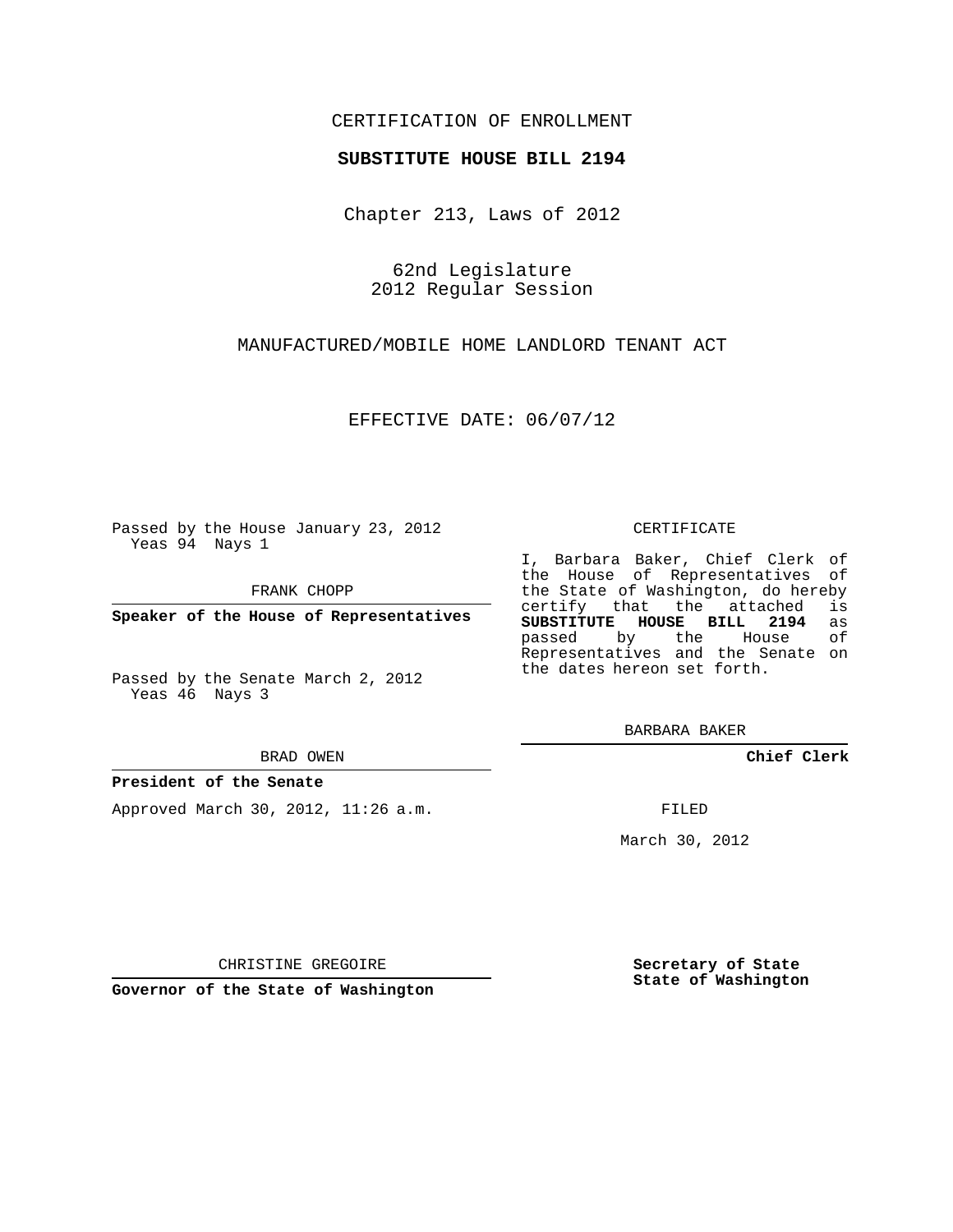CERTIFICATION OF ENROLLMENT

**SUBSTITUTE HOUSE BILL 2194**

Chapter 213, Laws of 2012

62nd Legislature
2012 Regular Session

MANUFACTURED/MOBILE HOME LANDLORD TENANT ACT

EFFECTIVE DATE: 06/07/12

Passed by the House January 23, 2012
Yeas 94 Nays 1

FRANK CHOPP

**Speaker of the House of Representatives**

Passed by the Senate March 2, 2012
Yeas 46 Nays 3

BRAD OWEN

**President of the Senate**

Approved March 30, 2012, 11:26 a.m.

CHRISTINE GREGOIRE

**Governor of the State of Washington**

CERTIFICATE

I, Barbara Baker, Chief Clerk of the House of Representatives of the State of Washington, do hereby certify that the attached is **SUBSTITUTE HOUSE BILL 2194** as passed by the House of Representatives and the Senate on the dates hereon set forth.

BARBARA BAKER

**Chief Clerk**

FILED

March 30, 2012

**Secretary of State**
**State of Washington**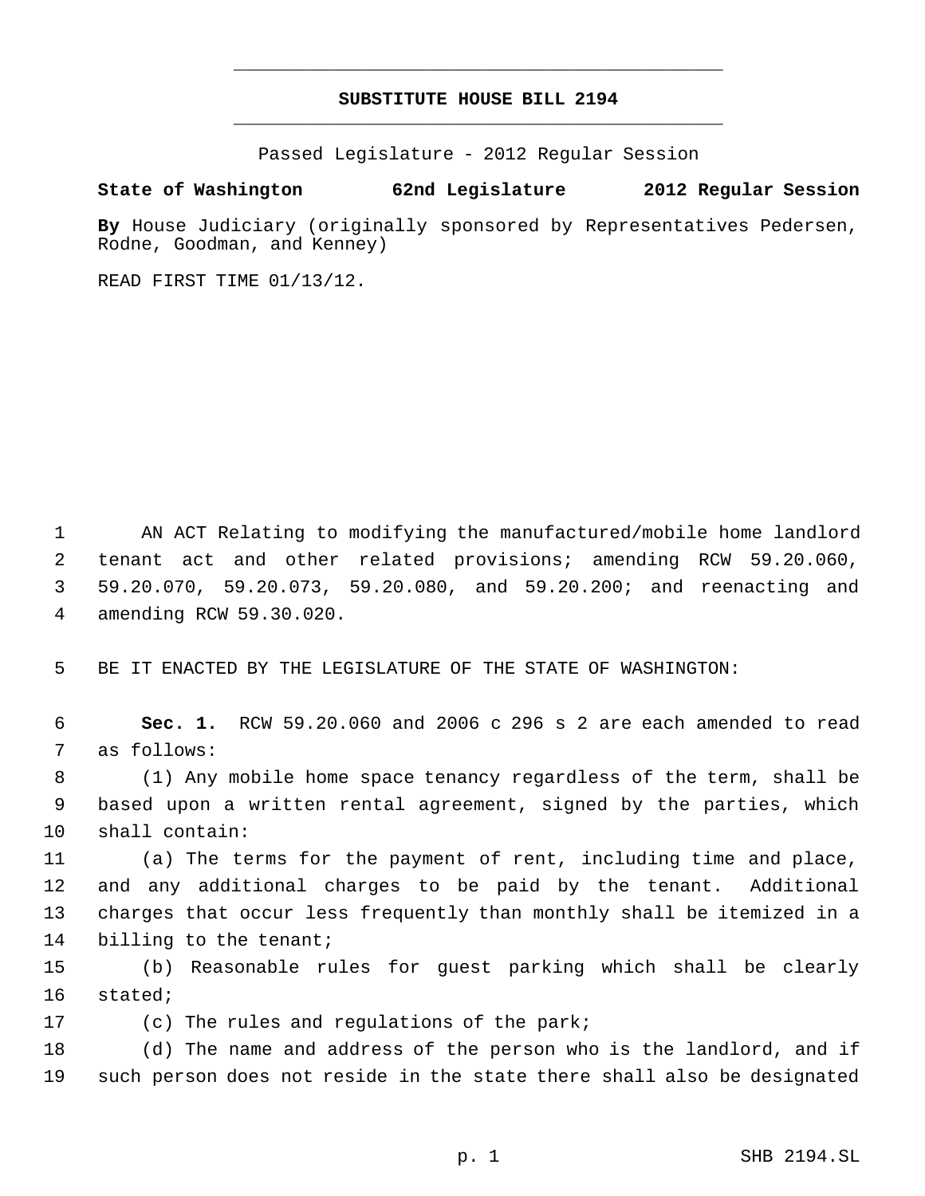# SUBSTITUTE HOUSE BILL 2194

Passed Legislature - 2012 Regular Session

**State of Washington 62nd Legislature 2012 Regular Session**

**By** House Judiciary (originally sponsored by Representatives Pedersen, Rodne, Goodman, and Kenney)

READ FIRST TIME 01/13/12.

AN ACT Relating to modifying the manufactured/mobile home landlord tenant act and other related provisions; amending RCW 59.20.060, 59.20.070, 59.20.073, 59.20.080, and 59.20.200; and reenacting and amending RCW 59.30.020.

BE IT ENACTED BY THE LEGISLATURE OF THE STATE OF WASHINGTON:

**Sec. 1.** RCW 59.20.060 and 2006 c 296 s 2 are each amended to read as follows:

(1) Any mobile home space tenancy regardless of the term, shall be based upon a written rental agreement, signed by the parties, which shall contain:

(a) The terms for the payment of rent, including time and place, and any additional charges to be paid by the tenant. Additional charges that occur less frequently than monthly shall be itemized in a billing to the tenant;

(b) Reasonable rules for guest parking which shall be clearly stated;

(c) The rules and regulations of the park;

(d) The name and address of the person who is the landlord, and if such person does not reside in the state there shall also be designated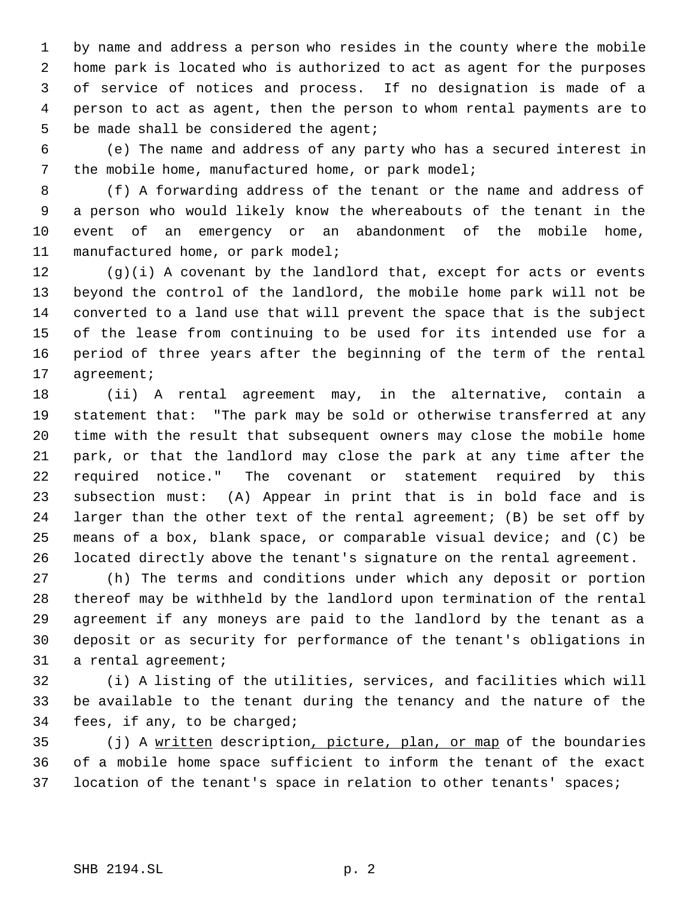by name and address a person who resides in the county where the mobile home park is located who is authorized to act as agent for the purposes of service of notices and process. If no designation is made of a person to act as agent, then the person to whom rental payments are to be made shall be considered the agent;

(e) The name and address of any party who has a secured interest in the mobile home, manufactured home, or park model;

(f) A forwarding address of the tenant or the name and address of a person who would likely know the whereabouts of the tenant in the event of an emergency or an abandonment of the mobile home, manufactured home, or park model;

(g)(i) A covenant by the landlord that, except for acts or events beyond the control of the landlord, the mobile home park will not be converted to a land use that will prevent the space that is the subject of the lease from continuing to be used for its intended use for a period of three years after the beginning of the term of the rental agreement;

(ii) A rental agreement may, in the alternative, contain a statement that: "The park may be sold or otherwise transferred at any time with the result that subsequent owners may close the mobile home park, or that the landlord may close the park at any time after the required notice." The covenant or statement required by this subsection must: (A) Appear in print that is in bold face and is larger than the other text of the rental agreement; (B) be set off by means of a box, blank space, or comparable visual device; and (C) be located directly above the tenant's signature on the rental agreement.

(h) The terms and conditions under which any deposit or portion thereof may be withheld by the landlord upon termination of the rental agreement if any moneys are paid to the landlord by the tenant as a deposit or as security for performance of the tenant's obligations in a rental agreement;

(i) A listing of the utilities, services, and facilities which will be available to the tenant during the tenancy and the nature of the fees, if any, to be charged;

(j) A <u>written</u> description<u>, picture, plan, or map</u> of the boundaries of a mobile home space sufficient to inform the tenant of the exact location of the tenant's space in relation to other tenants' spaces;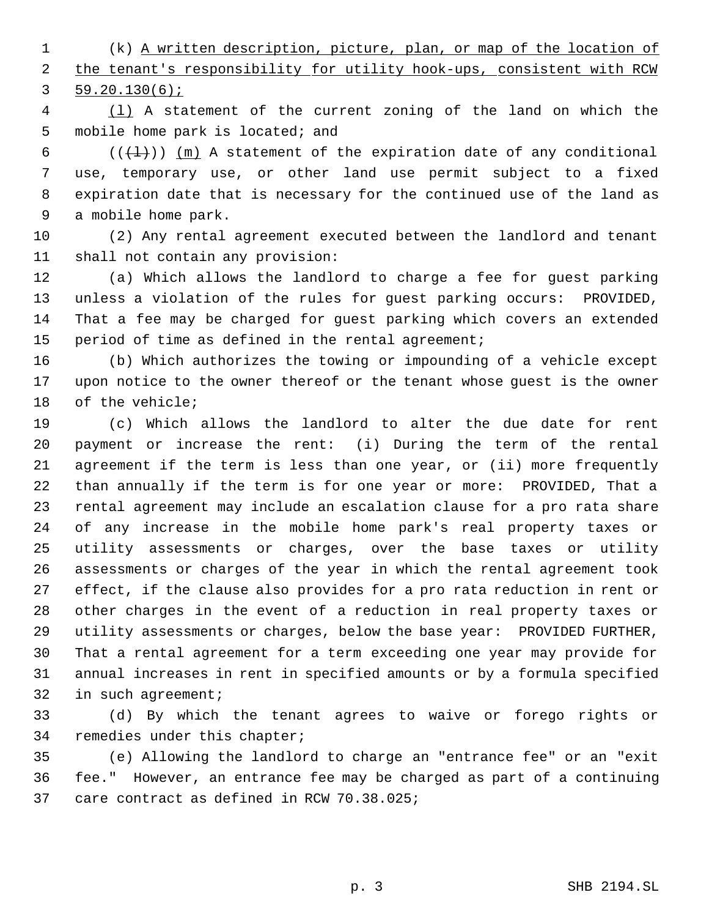(k) A written description, picture, plan, or map of the location of the tenant's responsibility for utility hook-ups, consistent with RCW 59.20.130(6);

(l) A statement of the current zoning of the land on which the mobile home park is located; and

((~~(l)~~)) (m) A statement of the expiration date of any conditional use, temporary use, or other land use permit subject to a fixed expiration date that is necessary for the continued use of the land as a mobile home park.

(2) Any rental agreement executed between the landlord and tenant shall not contain any provision:

(a) Which allows the landlord to charge a fee for guest parking unless a violation of the rules for guest parking occurs: PROVIDED, That a fee may be charged for guest parking which covers an extended period of time as defined in the rental agreement;

(b) Which authorizes the towing or impounding of a vehicle except upon notice to the owner thereof or the tenant whose guest is the owner of the vehicle;

(c) Which allows the landlord to alter the due date for rent payment or increase the rent: (i) During the term of the rental agreement if the term is less than one year, or (ii) more frequently than annually if the term is for one year or more: PROVIDED, That a rental agreement may include an escalation clause for a pro rata share of any increase in the mobile home park's real property taxes or utility assessments or charges, over the base taxes or utility assessments or charges of the year in which the rental agreement took effect, if the clause also provides for a pro rata reduction in rent or other charges in the event of a reduction in real property taxes or utility assessments or charges, below the base year: PROVIDED FURTHER, That a rental agreement for a term exceeding one year may provide for annual increases in rent in specified amounts or by a formula specified in such agreement;

(d) By which the tenant agrees to waive or forego rights or remedies under this chapter;

(e) Allowing the landlord to charge an "entrance fee" or an "exit fee." However, an entrance fee may be charged as part of a continuing care contract as defined in RCW 70.38.025;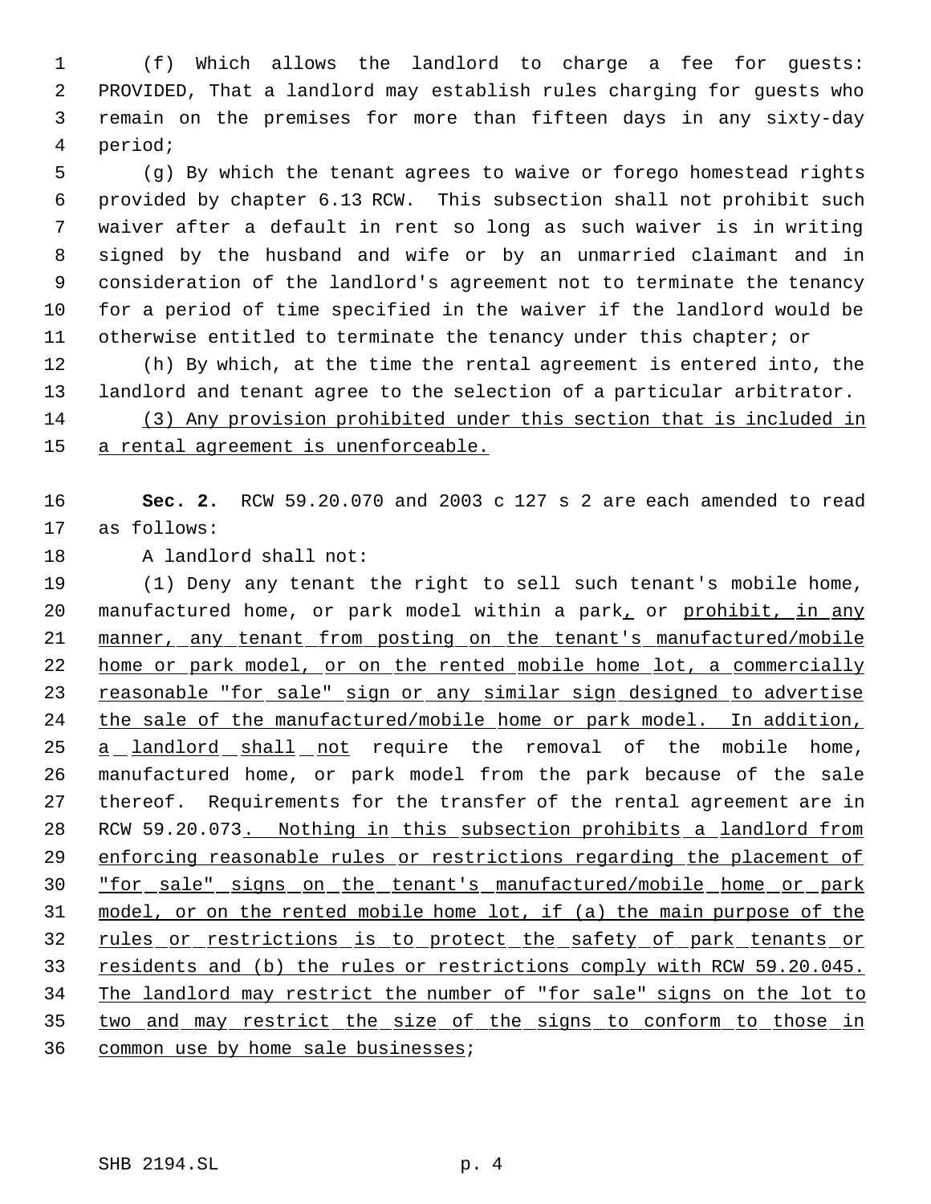(f) Which allows the landlord to charge a fee for guests: PROVIDED, That a landlord may establish rules charging for guests who remain on the premises for more than fifteen days in any sixty-day period;

(g) By which the tenant agrees to waive or forego homestead rights provided by chapter 6.13 RCW. This subsection shall not prohibit such waiver after a default in rent so long as such waiver is in writing signed by the husband and wife or by an unmarried claimant and in consideration of the landlord's agreement not to terminate the tenancy for a period of time specified in the waiver if the landlord would be otherwise entitled to terminate the tenancy under this chapter; or

(h) By which, at the time the rental agreement is entered into, the landlord and tenant agree to the selection of a particular arbitrator.

<u>(3) Any provision prohibited under this section that is included in a rental agreement is unenforceable.</u>

**Sec. 2.** RCW 59.20.070 and 2003 c 127 s 2 are each amended to read as follows:

A landlord shall not:

(1) Deny any tenant the right to sell such tenant's mobile home, manufactured home, or park model within a park<u>,</u> or <u>prohibit, in any manner, any tenant from posting on the tenant's manufactured/mobile home or park model, or on the rented mobile home lot, a commercially reasonable "for sale" sign or any similar sign designed to advertise the sale of the manufactured/mobile home or park model. In addition, a landlord shall not</u> require the removal of the mobile home, manufactured home, or park model from the park because of the sale thereof. Requirements for the transfer of the rental agreement are in RCW 59.20.073<u>. Nothing in this subsection prohibits a landlord from enforcing reasonable rules or restrictions regarding the placement of "for sale" signs on the tenant's manufactured/mobile home or park model, or on the rented mobile home lot, if (a) the main purpose of the rules or restrictions is to protect the safety of park tenants or residents and (b) the rules or restrictions comply with RCW 59.20.045. The landlord may restrict the number of "for sale" signs on the lot to two and may restrict the size of the signs to conform to those in common use by home sale businesses</u>;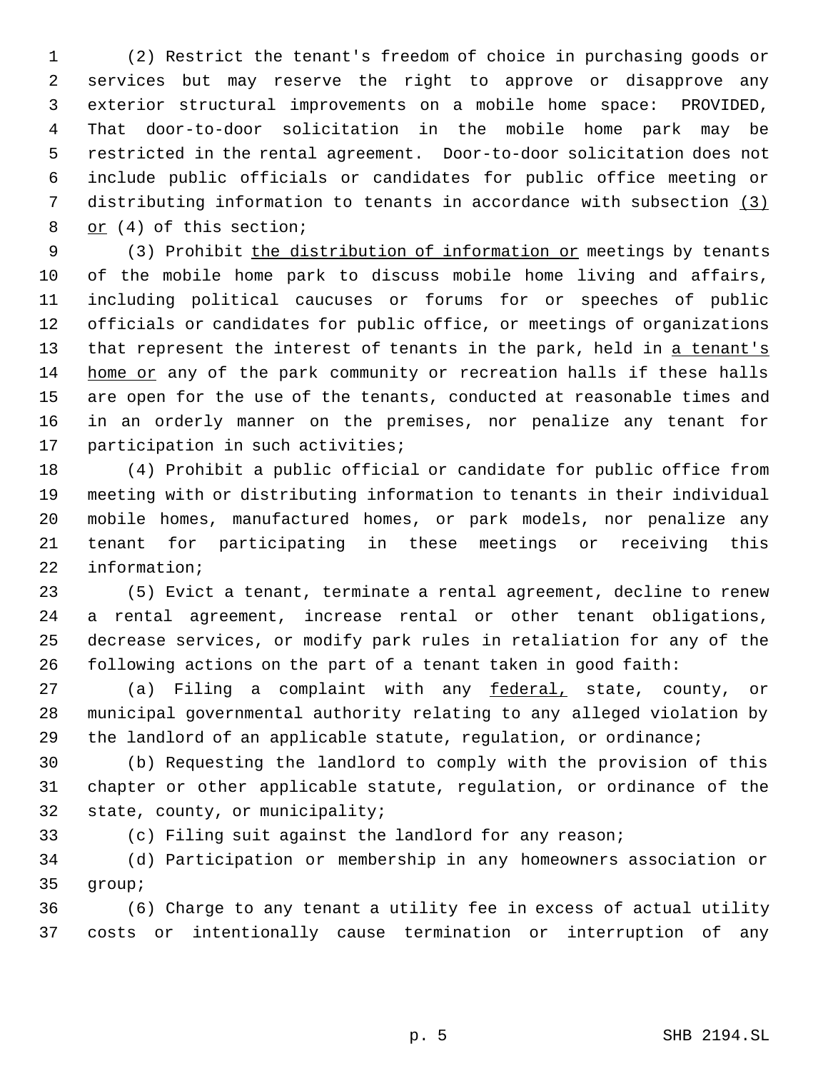(2) Restrict the tenant's freedom of choice in purchasing goods or services but may reserve the right to approve or disapprove any exterior structural improvements on a mobile home space: PROVIDED, That door-to-door solicitation in the mobile home park may be restricted in the rental agreement. Door-to-door solicitation does not include public officials or candidates for public office meeting or distributing information to tenants in accordance with subsection <u>(3) or</u> (4) of this section;

(3) Prohibit <u>the distribution of information or</u> meetings by tenants of the mobile home park to discuss mobile home living and affairs, including political caucuses or forums for or speeches of public officials or candidates for public office, or meetings of organizations that represent the interest of tenants in the park, held in <u>a tenant's home or</u> any of the park community or recreation halls if these halls are open for the use of the tenants, conducted at reasonable times and in an orderly manner on the premises, nor penalize any tenant for participation in such activities;

(4) Prohibit a public official or candidate for public office from meeting with or distributing information to tenants in their individual mobile homes, manufactured homes, or park models, nor penalize any tenant for participating in these meetings or receiving this information;

(5) Evict a tenant, terminate a rental agreement, decline to renew a rental agreement, increase rental or other tenant obligations, decrease services, or modify park rules in retaliation for any of the following actions on the part of a tenant taken in good faith:

(a) Filing a complaint with any <u>federal,</u> state, county, or municipal governmental authority relating to any alleged violation by the landlord of an applicable statute, regulation, or ordinance;

(b) Requesting the landlord to comply with the provision of this chapter or other applicable statute, regulation, or ordinance of the state, county, or municipality;

(c) Filing suit against the landlord for any reason;

(d) Participation or membership in any homeowners association or group;

(6) Charge to any tenant a utility fee in excess of actual utility costs or intentionally cause termination or interruption of any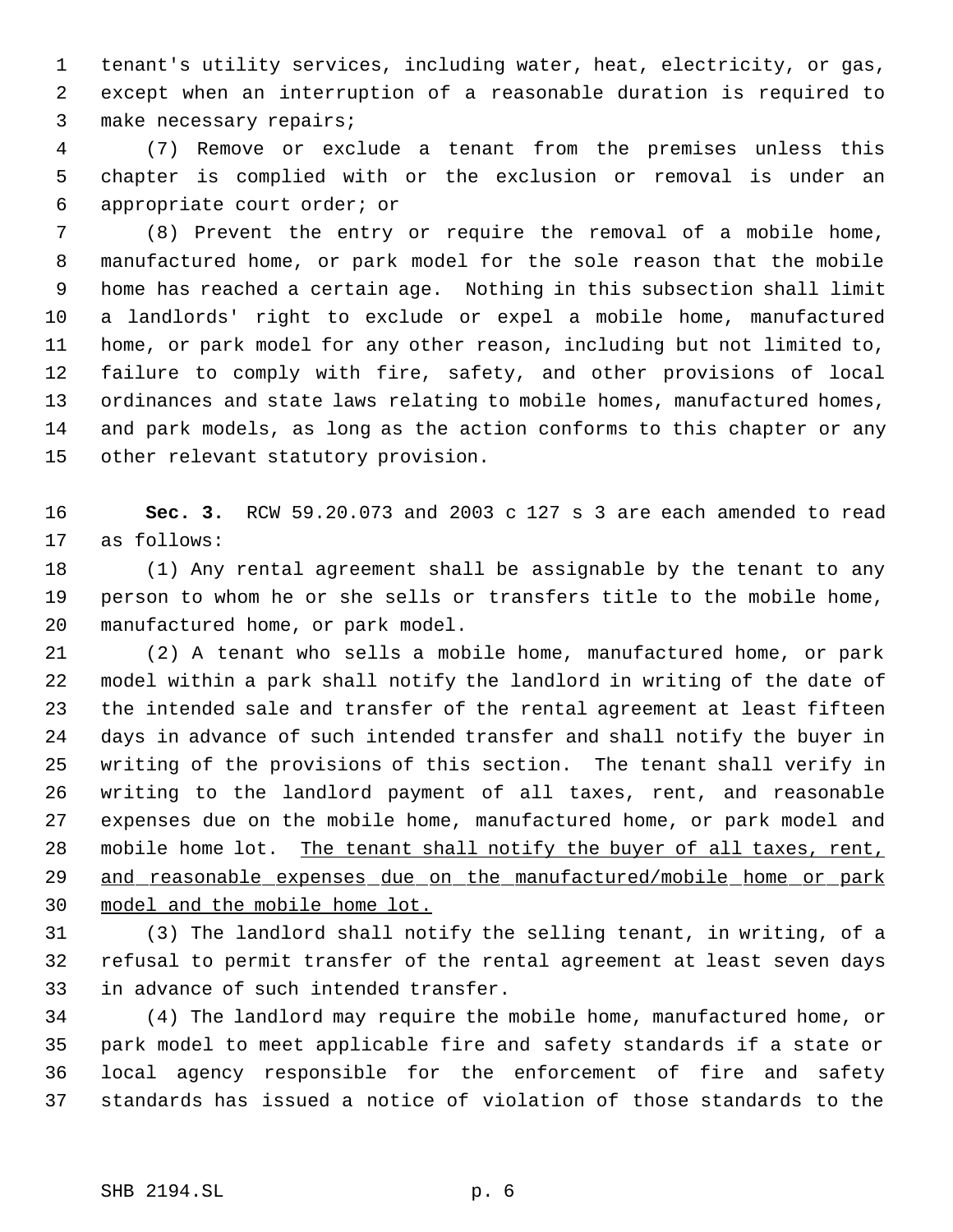tenant's utility services, including water, heat, electricity, or gas, except when an interruption of a reasonable duration is required to make necessary repairs;

(7) Remove or exclude a tenant from the premises unless this chapter is complied with or the exclusion or removal is under an appropriate court order; or

(8) Prevent the entry or require the removal of a mobile home, manufactured home, or park model for the sole reason that the mobile home has reached a certain age. Nothing in this subsection shall limit a landlords' right to exclude or expel a mobile home, manufactured home, or park model for any other reason, including but not limited to, failure to comply with fire, safety, and other provisions of local ordinances and state laws relating to mobile homes, manufactured homes, and park models, as long as the action conforms to this chapter or any other relevant statutory provision.

**Sec. 3.** RCW 59.20.073 and 2003 c 127 s 3 are each amended to read as follows:

(1) Any rental agreement shall be assignable by the tenant to any person to whom he or she sells or transfers title to the mobile home, manufactured home, or park model.

(2) A tenant who sells a mobile home, manufactured home, or park model within a park shall notify the landlord in writing of the date of the intended sale and transfer of the rental agreement at least fifteen days in advance of such intended transfer and shall notify the buyer in writing of the provisions of this section. The tenant shall verify in writing to the landlord payment of all taxes, rent, and reasonable expenses due on the mobile home, manufactured home, or park model and mobile home lot. <u>The tenant shall notify the buyer of all taxes, rent, and reasonable expenses due on the manufactured/mobile home or park model and the mobile home lot.</u>

(3) The landlord shall notify the selling tenant, in writing, of a refusal to permit transfer of the rental agreement at least seven days in advance of such intended transfer.

(4) The landlord may require the mobile home, manufactured home, or park model to meet applicable fire and safety standards if a state or local agency responsible for the enforcement of fire and safety standards has issued a notice of violation of those standards to the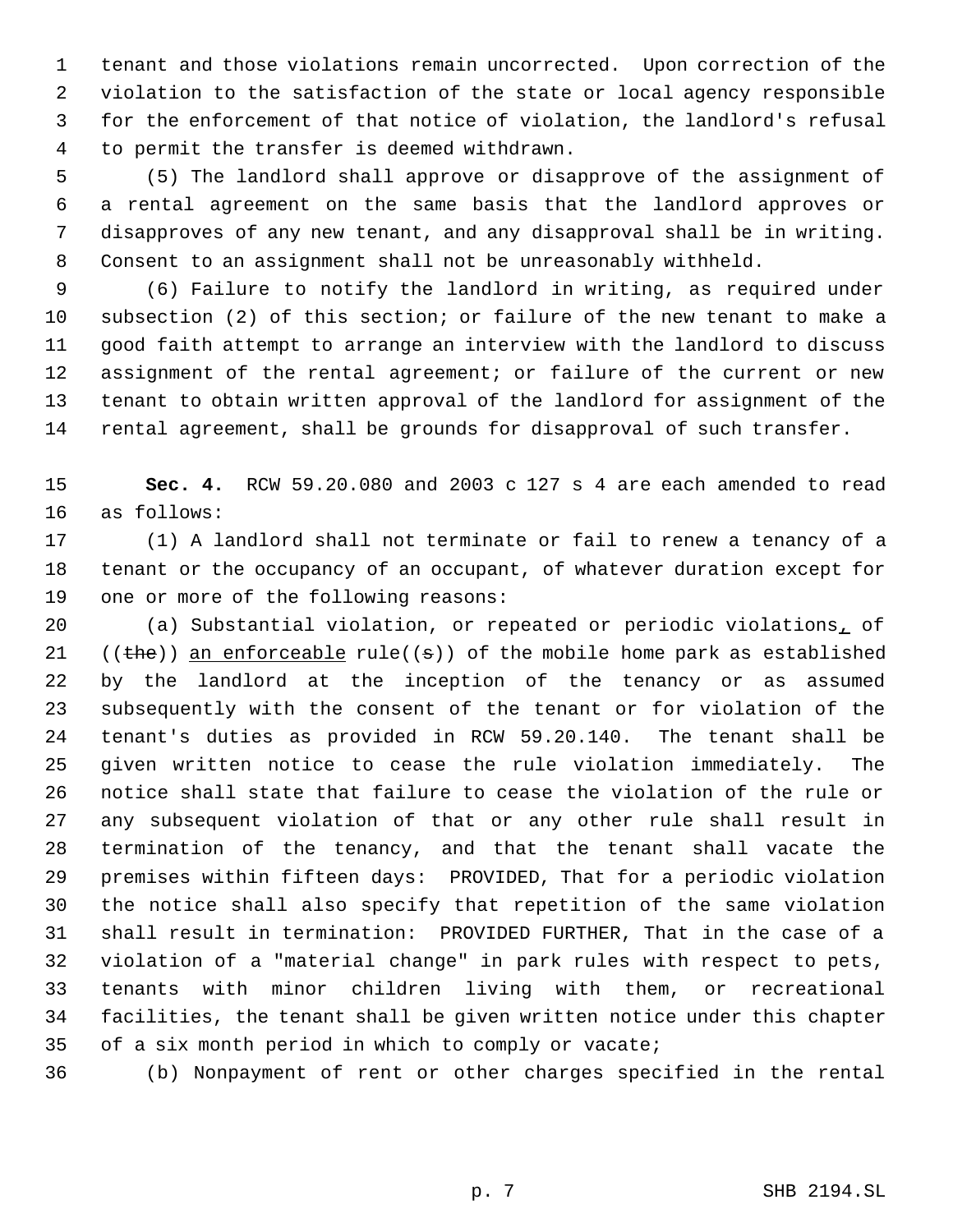tenant and those violations remain uncorrected. Upon correction of the violation to the satisfaction of the state or local agency responsible for the enforcement of that notice of violation, the landlord's refusal to permit the transfer is deemed withdrawn.

(5) The landlord shall approve or disapprove of the assignment of a rental agreement on the same basis that the landlord approves or disapproves of any new tenant, and any disapproval shall be in writing. Consent to an assignment shall not be unreasonably withheld.

(6) Failure to notify the landlord in writing, as required under subsection (2) of this section; or failure of the new tenant to make a good faith attempt to arrange an interview with the landlord to discuss assignment of the rental agreement; or failure of the current or new tenant to obtain written approval of the landlord for assignment of the rental agreement, shall be grounds for disapproval of such transfer.

**Sec. 4.** RCW 59.20.080 and 2003 c 127 s 4 are each amended to read as follows:

(1) A landlord shall not terminate or fail to renew a tenancy of a tenant or the occupancy of an occupant, of whatever duration except for one or more of the following reasons:

(a) Substantial violation, or repeated or periodic violations, of ((~~the~~)) an enforceable rule((~~s~~)) of the mobile home park as established by the landlord at the inception of the tenancy or as assumed subsequently with the consent of the tenant or for violation of the tenant's duties as provided in RCW 59.20.140. The tenant shall be given written notice to cease the rule violation immediately. The notice shall state that failure to cease the violation of the rule or any subsequent violation of that or any other rule shall result in termination of the tenancy, and that the tenant shall vacate the premises within fifteen days: PROVIDED, That for a periodic violation the notice shall also specify that repetition of the same violation shall result in termination: PROVIDED FURTHER, That in the case of a violation of a "material change" in park rules with respect to pets, tenants with minor children living with them, or recreational facilities, the tenant shall be given written notice under this chapter of a six month period in which to comply or vacate;

(b) Nonpayment of rent or other charges specified in the rental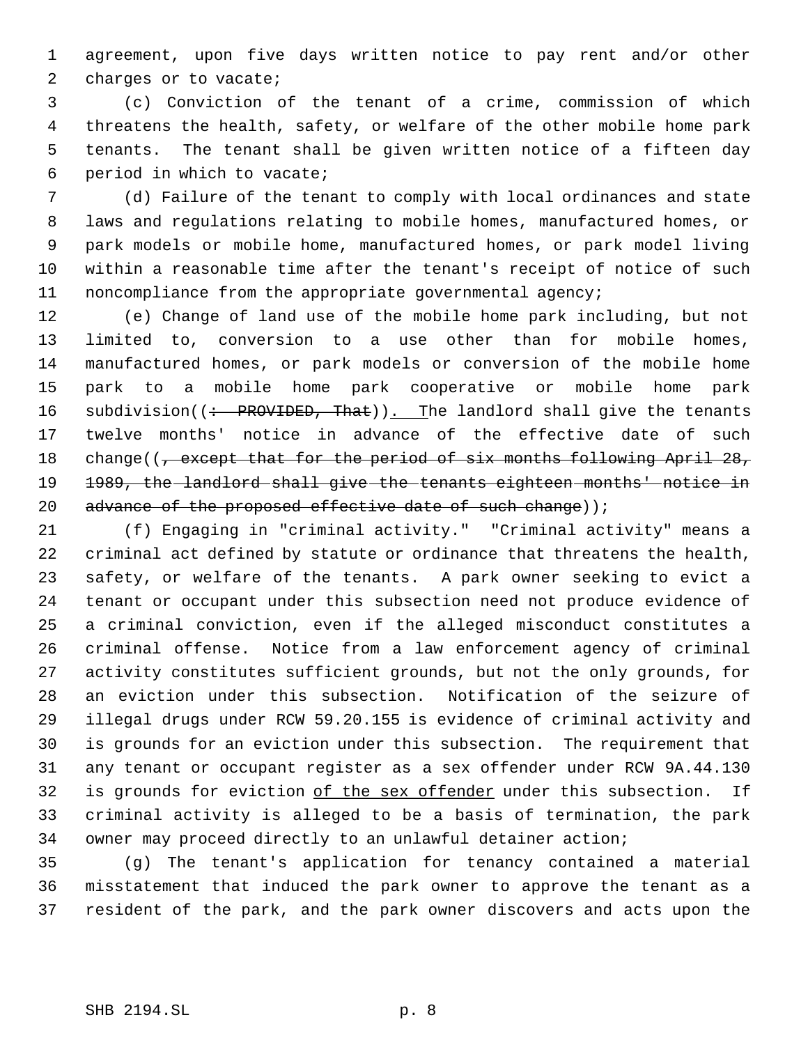agreement, upon five days written notice to pay rent and/or other charges or to vacate;

(c) Conviction of the tenant of a crime, commission of which threatens the health, safety, or welfare of the other mobile home park tenants. The tenant shall be given written notice of a fifteen day period in which to vacate;

(d) Failure of the tenant to comply with local ordinances and state laws and regulations relating to mobile homes, manufactured homes, or park models or mobile home, manufactured homes, or park model living within a reasonable time after the tenant's receipt of notice of such noncompliance from the appropriate governmental agency;

(e) Change of land use of the mobile home park including, but not limited to, conversion to a use other than for mobile homes, manufactured homes, or park models or conversion of the mobile home park to a mobile home park cooperative or mobile home park subdivision((~~: PROVIDED, That~~)). The landlord shall give the tenants twelve months' notice in advance of the effective date of such change((~~, except that for the period of six months following April 28, 1989, the landlord shall give the tenants eighteen months' notice in advance of the proposed effective date of such change~~));

(f) Engaging in "criminal activity." "Criminal activity" means a criminal act defined by statute or ordinance that threatens the health, safety, or welfare of the tenants. A park owner seeking to evict a tenant or occupant under this subsection need not produce evidence of a criminal conviction, even if the alleged misconduct constitutes a criminal offense. Notice from a law enforcement agency of criminal activity constitutes sufficient grounds, but not the only grounds, for an eviction under this subsection. Notification of the seizure of illegal drugs under RCW 59.20.155 is evidence of criminal activity and is grounds for an eviction under this subsection. The requirement that any tenant or occupant register as a sex offender under RCW 9A.44.130 is grounds for eviction <u>of the sex offender</u> under this subsection. If criminal activity is alleged to be a basis of termination, the park owner may proceed directly to an unlawful detainer action;

(g) The tenant's application for tenancy contained a material misstatement that induced the park owner to approve the tenant as a resident of the park, and the park owner discovers and acts upon the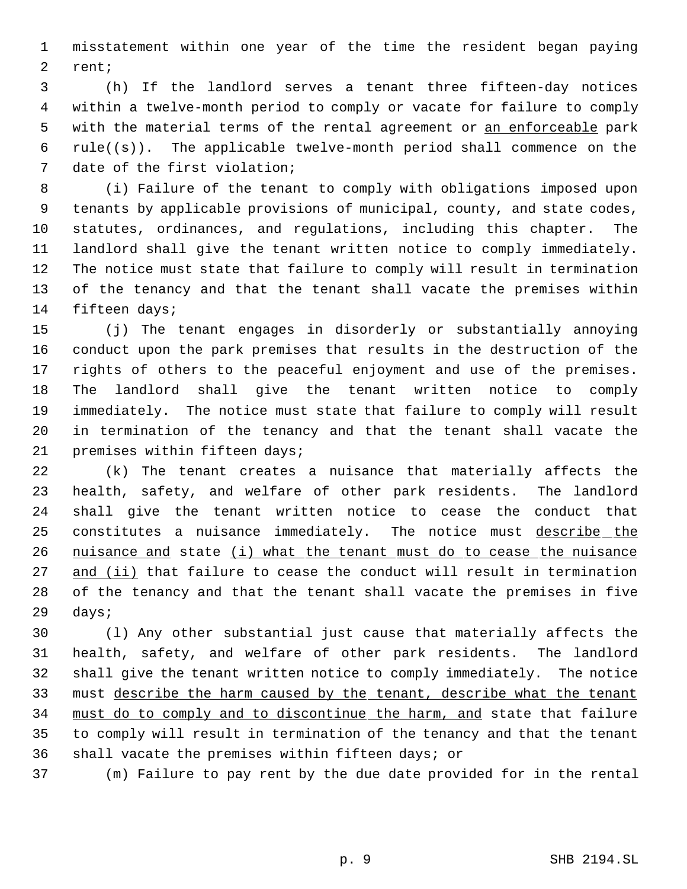misstatement within one year of the time the resident began paying rent;

(h) If the landlord serves a tenant three fifteen-day notices within a twelve-month period to comply or vacate for failure to comply with the material terms of the rental agreement or <u>an enforceable</u> park rule((~~s~~)). The applicable twelve-month period shall commence on the date of the first violation;

(i) Failure of the tenant to comply with obligations imposed upon tenants by applicable provisions of municipal, county, and state codes, statutes, ordinances, and regulations, including this chapter. The landlord shall give the tenant written notice to comply immediately. The notice must state that failure to comply will result in termination of the tenancy and that the tenant shall vacate the premises within fifteen days;

(j) The tenant engages in disorderly or substantially annoying conduct upon the park premises that results in the destruction of the rights of others to the peaceful enjoyment and use of the premises. The landlord shall give the tenant written notice to comply immediately. The notice must state that failure to comply will result in termination of the tenancy and that the tenant shall vacate the premises within fifteen days;

(k) The tenant creates a nuisance that materially affects the health, safety, and welfare of other park residents. The landlord shall give the tenant written notice to cease the conduct that constitutes a nuisance immediately. The notice must <u>describe the nuisance and</u> state <u>(i) what the tenant must do to cease the nuisance and (ii)</u> that failure to cease the conduct will result in termination of the tenancy and that the tenant shall vacate the premises in five days;

(l) Any other substantial just cause that materially affects the health, safety, and welfare of other park residents. The landlord shall give the tenant written notice to comply immediately. The notice must <u>describe the harm caused by the tenant, describe what the tenant must do to comply and to discontinue the harm, and</u> state that failure to comply will result in termination of the tenancy and that the tenant shall vacate the premises within fifteen days; or

(m) Failure to pay rent by the due date provided for in the rental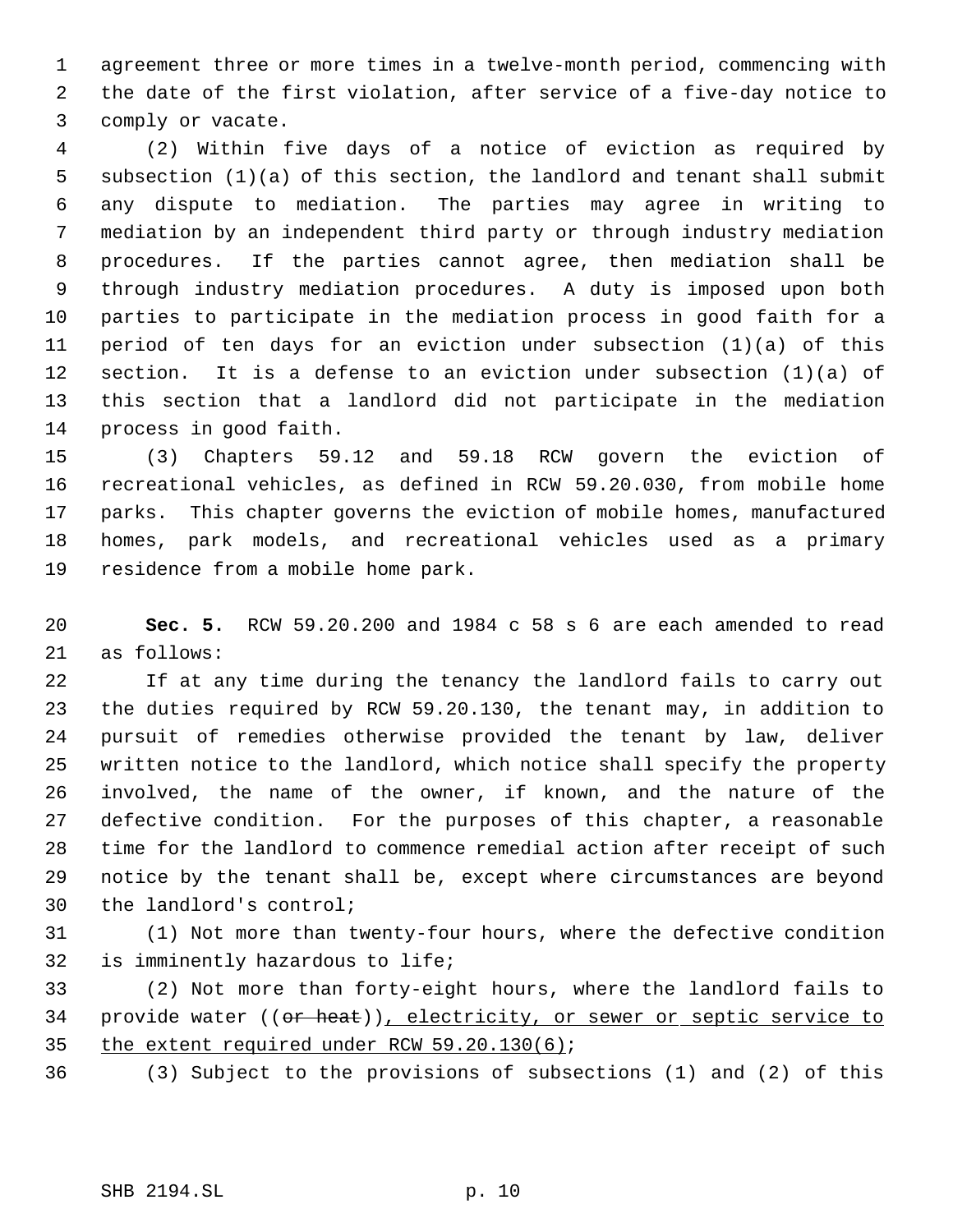agreement three or more times in a twelve-month period, commencing with the date of the first violation, after service of a five-day notice to comply or vacate.

(2) Within five days of a notice of eviction as required by subsection (1)(a) of this section, the landlord and tenant shall submit any dispute to mediation. The parties may agree in writing to mediation by an independent third party or through industry mediation procedures. If the parties cannot agree, then mediation shall be through industry mediation procedures. A duty is imposed upon both parties to participate in the mediation process in good faith for a period of ten days for an eviction under subsection (1)(a) of this section. It is a defense to an eviction under subsection (1)(a) of this section that a landlord did not participate in the mediation process in good faith.

(3) Chapters 59.12 and 59.18 RCW govern the eviction of recreational vehicles, as defined in RCW 59.20.030, from mobile home parks. This chapter governs the eviction of mobile homes, manufactured homes, park models, and recreational vehicles used as a primary residence from a mobile home park.

**Sec. 5.** RCW 59.20.200 and 1984 c 58 s 6 are each amended to read as follows:

If at any time during the tenancy the landlord fails to carry out the duties required by RCW 59.20.130, the tenant may, in addition to pursuit of remedies otherwise provided the tenant by law, deliver written notice to the landlord, which notice shall specify the property involved, the name of the owner, if known, and the nature of the defective condition. For the purposes of this chapter, a reasonable time for the landlord to commence remedial action after receipt of such notice by the tenant shall be, except where circumstances are beyond the landlord's control;

(1) Not more than twenty-four hours, where the defective condition is imminently hazardous to life;

(2) Not more than forty-eight hours, where the landlord fails to provide water ((~~or heat~~)), electricity, or sewer or septic service to the extent required under RCW 59.20.130(6);

(3) Subject to the provisions of subsections (1) and (2) of this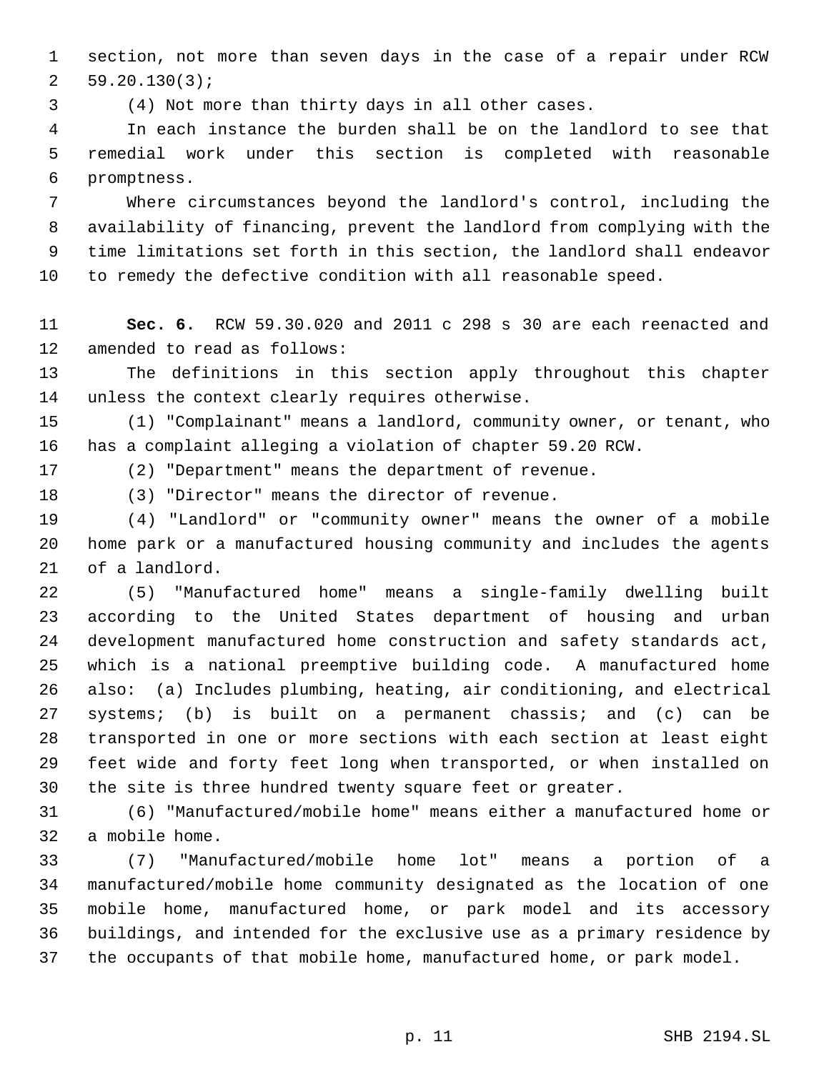section, not more than seven days in the case of a repair under RCW 59.20.130(3);

(4) Not more than thirty days in all other cases.

In each instance the burden shall be on the landlord to see that remedial work under this section is completed with reasonable promptness.

Where circumstances beyond the landlord's control, including the availability of financing, prevent the landlord from complying with the time limitations set forth in this section, the landlord shall endeavor to remedy the defective condition with all reasonable speed.

**Sec. 6.** RCW 59.30.020 and 2011 c 298 s 30 are each reenacted and amended to read as follows:

The definitions in this section apply throughout this chapter unless the context clearly requires otherwise.

(1) "Complainant" means a landlord, community owner, or tenant, who has a complaint alleging a violation of chapter 59.20 RCW.

(2) "Department" means the department of revenue.

(3) "Director" means the director of revenue.

(4) "Landlord" or "community owner" means the owner of a mobile home park or a manufactured housing community and includes the agents of a landlord.

(5) "Manufactured home" means a single-family dwelling built according to the United States department of housing and urban development manufactured home construction and safety standards act, which is a national preemptive building code. A manufactured home also: (a) Includes plumbing, heating, air conditioning, and electrical systems; (b) is built on a permanent chassis; and (c) can be transported in one or more sections with each section at least eight feet wide and forty feet long when transported, or when installed on the site is three hundred twenty square feet or greater.

(6) "Manufactured/mobile home" means either a manufactured home or a mobile home.

(7) "Manufactured/mobile home lot" means a portion of a manufactured/mobile home community designated as the location of one mobile home, manufactured home, or park model and its accessory buildings, and intended for the exclusive use as a primary residence by the occupants of that mobile home, manufactured home, or park model.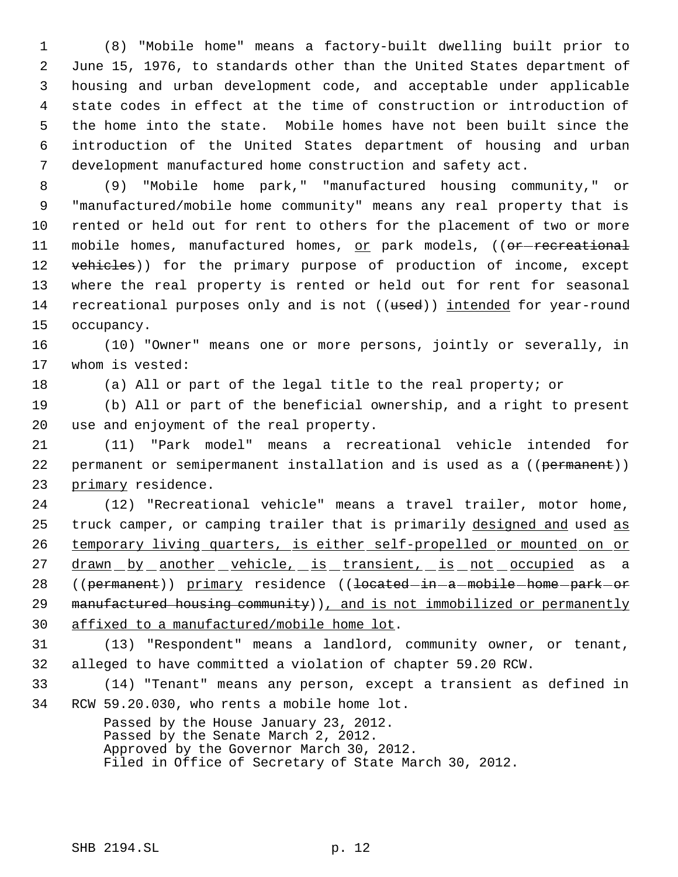(8) "Mobile home" means a factory-built dwelling built prior to June 15, 1976, to standards other than the United States department of housing and urban development code, and acceptable under applicable state codes in effect at the time of construction or introduction of the home into the state. Mobile homes have not been built since the introduction of the United States department of housing and urban development manufactured home construction and safety act.

(9) "Mobile home park," "manufactured housing community," or "manufactured/mobile home community" means any real property that is rented or held out for rent to others for the placement of two or more mobile homes, manufactured homes, <u>or</u> park models, ((~~or recreational vehicles~~)) for the primary purpose of production of income, except where the real property is rented or held out for rent for seasonal recreational purposes only and is not ((~~used~~)) <u>intended</u> for year-round occupancy.

(10) "Owner" means one or more persons, jointly or severally, in whom is vested:

(a) All or part of the legal title to the real property; or

(b) All or part of the beneficial ownership, and a right to present use and enjoyment of the real property.

(11) "Park model" means a recreational vehicle intended for permanent or semipermanent installation and is used as a ((~~permanent~~)) <u>primary</u> residence.

(12) "Recreational vehicle" means a travel trailer, motor home, truck camper, or camping trailer that is primarily <u>designed and</u> used <u>as temporary living quarters, is either self-propelled or mounted on or drawn by another vehicle, is transient, is not occupied</u> as a ((~~permanent~~)) <u>primary</u> residence ((~~located in a mobile home park or manufactured housing community~~))<u>, and is not immobilized or permanently affixed to a manufactured/mobile home lot</u>.

(13) "Respondent" means a landlord, community owner, or tenant, alleged to have committed a violation of chapter 59.20 RCW.

(14) "Tenant" means any person, except a transient as defined in RCW 59.20.030, who rents a mobile home lot.

Passed by the House January 23, 2012.
Passed by the Senate March 2, 2012.
Approved by the Governor March 30, 2012.
Filed in Office of Secretary of State March 30, 2012.